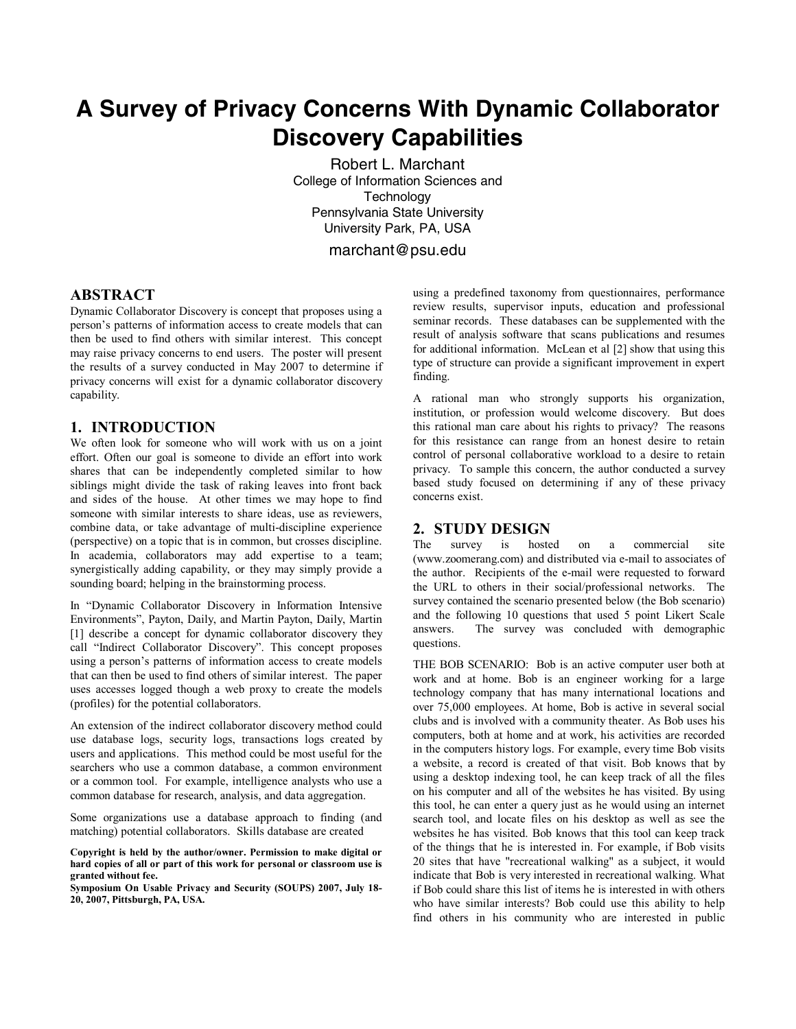# A Survey of Privacy Concerns With Dynamic Collaborator Discovery Capabilities

Robert L. Marchant
College of Information Sciences and Technology
Pennsylvania State University
University Park, PA, USA

marchant@psu.edu

## ABSTRACT

Dynamic Collaborator Discovery is concept that proposes using a person's patterns of information access to create models that can then be used to find others with similar interest. This concept may raise privacy concerns to end users. The poster will present the results of a survey conducted in May 2007 to determine if privacy concerns will exist for a dynamic collaborator discovery capability.

## 1. INTRODUCTION

We often look for someone who will work with us on a joint effort. Often our goal is someone to divide an effort into work shares that can be independently completed similar to how siblings might divide the task of raking leaves into front back and sides of the house. At other times we may hope to find someone with similar interests to share ideas, use as reviewers, combine data, or take advantage of multi-discipline experience (perspective) on a topic that is in common, but crosses discipline. In academia, collaborators may add expertise to a team; synergistically adding capability, or they may simply provide a sounding board; helping in the brainstorming process.

In "Dynamic Collaborator Discovery in Information Intensive Environments", Payton, Daily, and Martin Payton, Daily, Martin [1] describe a concept for dynamic collaborator discovery they call "Indirect Collaborator Discovery". This concept proposes using a person's patterns of information access to create models that can then be used to find others of similar interest. The paper uses accesses logged though a web proxy to create the models (profiles) for the potential collaborators.

An extension of the indirect collaborator discovery method could use database logs, security logs, transactions logs created by users and applications. This method could be most useful for the searchers who use a common database, a common environment or a common tool. For example, intelligence analysts who use a common database for research, analysis, and data aggregation.

Some organizations use a database approach to finding (and matching) potential collaborators. Skills database are created using a predefined taxonomy from questionnaires, performance review results, supervisor inputs, education and professional seminar records. These databases can be supplemented with the result of analysis software that scans publications and resumes for additional information. McLean et al [2] show that using this type of structure can provide a significant improvement in expert finding.

A rational man who strongly supports his organization, institution, or profession would welcome discovery. But does this rational man care about his rights to privacy? The reasons for this resistance can range from an honest desire to retain control of personal collaborative workload to a desire to retain privacy. To sample this concern, the author conducted a survey based study focused on determining if any of these privacy concerns exist.

**Copyright is held by the author/owner. Permission to make digital or hard copies of all or part of this work for personal or classroom use is granted without fee.**
**Symposium On Usable Privacy and Security (SOUPS) 2007, July 18-20, 2007, Pittsburgh, PA, USA.**

## 2. STUDY DESIGN

The survey is hosted on a commercial site (www.zoomerang.com) and distributed via e-mail to associates of the author. Recipients of the e-mail were requested to forward the URL to others in their social/professional networks. The survey contained the scenario presented below (the Bob scenario) and the following 10 questions that used 5 point Likert Scale answers. The survey was concluded with demographic questions.

THE BOB SCENARIO: Bob is an active computer user both at work and at home. Bob is an engineer working for a large technology company that has many international locations and over 75,000 employees. At home, Bob is active in several social clubs and is involved with a community theater. As Bob uses his computers, both at home and at work, his activities are recorded in the computers history logs. For example, every time Bob visits a website, a record is created of that visit. Bob knows that by using a desktop indexing tool, he can keep track of all the files on his computer and all of the websites he has visited. By using this tool, he can enter a query just as he would using an internet search tool, and locate files on his desktop as well as see the websites he has visited. Bob knows that this tool can keep track of the things that he is interested in. For example, if Bob visits 20 sites that have "recreational walking" as a subject, it would indicate that Bob is very interested in recreational walking. What if Bob could share this list of items he is interested in with others who have similar interests? Bob could use this ability to help find others in his community who are interested in public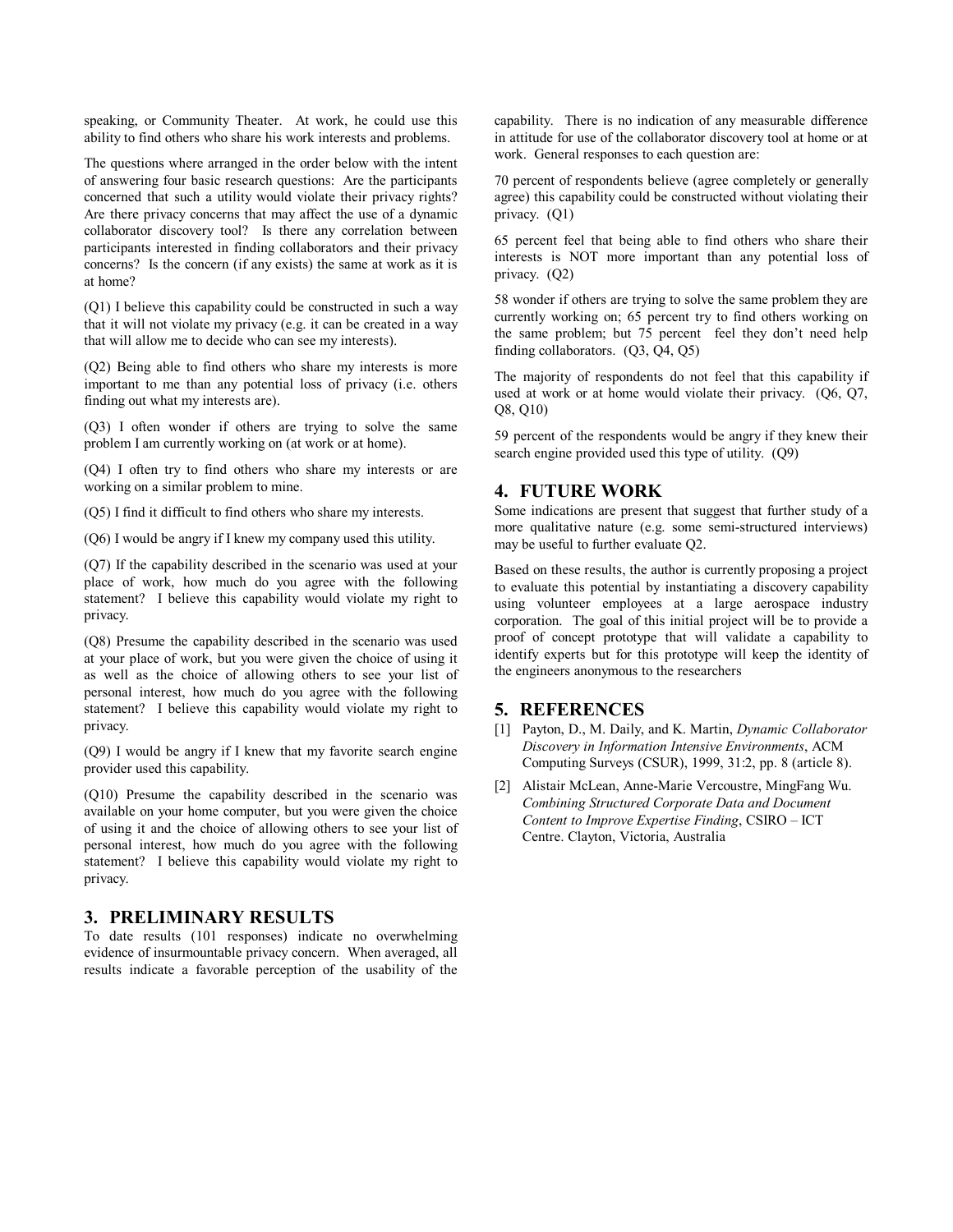speaking, or Community Theater. At work, he could use this ability to find others who share his work interests and problems.

The questions where arranged in the order below with the intent of answering four basic research questions: Are the participants concerned that such a utility would violate their privacy rights? Are there privacy concerns that may affect the use of a dynamic collaborator discovery tool? Is there any correlation between participants interested in finding collaborators and their privacy concerns? Is the concern (if any exists) the same at work as it is at home?

(Q1) I believe this capability could be constructed in such a way that it will not violate my privacy (e.g. it can be created in a way that will allow me to decide who can see my interests).

(Q2) Being able to find others who share my interests is more important to me than any potential loss of privacy (i.e. others finding out what my interests are).

(Q3) I often wonder if others are trying to solve the same problem I am currently working on (at work or at home).

(Q4) I often try to find others who share my interests or are working on a similar problem to mine.

(Q5) I find it difficult to find others who share my interests.

(Q6) I would be angry if I knew my company used this utility.

(Q7) If the capability described in the scenario was used at your place of work, how much do you agree with the following statement? I believe this capability would violate my right to privacy.

(Q8) Presume the capability described in the scenario was used at your place of work, but you were given the choice of using it as well as the choice of allowing others to see your list of personal interest, how much do you agree with the following statement? I believe this capability would violate my right to privacy.

(Q9) I would be angry if I knew that my favorite search engine provider used this capability.

(Q10) Presume the capability described in the scenario was available on your home computer, but you were given the choice of using it and the choice of allowing others to see your list of personal interest, how much do you agree with the following statement? I believe this capability would violate my right to privacy.

## 3. PRELIMINARY RESULTS

To date results (101 responses) indicate no overwhelming evidence of insurmountable privacy concern. When averaged, all results indicate a favorable perception of the usability of the capability. There is no indication of any measurable difference in attitude for use of the collaborator discovery tool at home or at work. General responses to each question are:

70 percent of respondents believe (agree completely or generally agree) this capability could be constructed without violating their privacy. (Q1)

65 percent feel that being able to find others who share their interests is NOT more important than any potential loss of privacy. (Q2)

58 wonder if others are trying to solve the same problem they are currently working on; 65 percent try to find others working on the same problem; but 75 percent feel they don't need help finding collaborators. (Q3, Q4, Q5)

The majority of respondents do not feel that this capability if used at work or at home would violate their privacy. (Q6, Q7, Q8, Q10)

59 percent of the respondents would be angry if they knew their search engine provided used this type of utility. (Q9)

## 4. FUTURE WORK

Some indications are present that suggest that further study of a more qualitative nature (e.g. some semi-structured interviews) may be useful to further evaluate Q2.

Based on these results, the author is currently proposing a project to evaluate this potential by instantiating a discovery capability using volunteer employees at a large aerospace industry corporation. The goal of this initial project will be to provide a proof of concept prototype that will validate a capability to identify experts but for this prototype will keep the identity of the engineers anonymous to the researchers

## 5. REFERENCES

[1] Payton, D., M. Daily, and K. Martin, *Dynamic Collaborator Discovery in Information Intensive Environments*, ACM Computing Surveys (CSUR), 1999, 31:2, pp. 8 (article 8).

[2] Alistair McLean, Anne-Marie Vercoustre, MingFang Wu. *Combining Structured Corporate Data and Document Content to Improve Expertise Finding*, CSIRO – ICT Centre. Clayton, Victoria, Australia